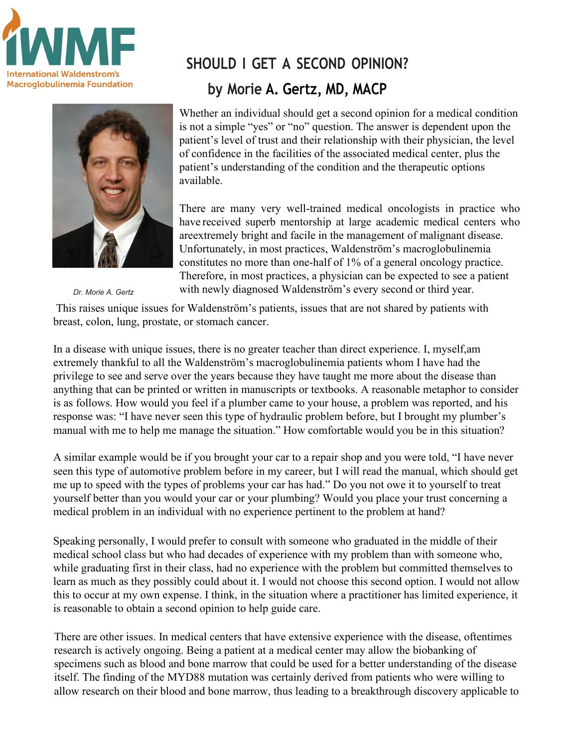International Waldenstrom's Macroglobulinemia Foundation

# SHOULD I GET A SECOND OPINION?

## by Morie A. Gertz, MD, MACP

*Dr. Morie A. Gertz*

Whether an individual should get a second opinion for a medical condition is not a simple "yes" or "no" question. The answer is dependent upon the patient's level of trust and their relationship with their physician, the level of confidence in the facilities of the associated medical center, plus the patient's understanding of the condition and the therapeutic options available.

There are many very well-trained medical oncologists in practice who have received superb mentorship at large academic medical centers who areextremely bright and facile in the management of malignant disease. Unfortunately, in most practices, Waldenström's macroglobulinemia constitutes no more than one-half of 1% of a general oncology practice. Therefore, in most practices, a physician can be expected to see a patient with newly diagnosed Waldenström's every second or third year.

This raises unique issues for Waldenström's patients, issues that are not shared by patients with breast, colon, lung, prostate, or stomach cancer.

In a disease with unique issues, there is no greater teacher than direct experience. I, myself,am extremely thankful to all the Waldenström's macroglobulinemia patients whom I have had the privilege to see and serve over the years because they have taught me more about the disease than anything that can be printed or written in manuscripts or textbooks. A reasonable metaphor to consider is as follows. How would you feel if a plumber came to your house, a problem was reported, and his response was: "I have never seen this type of hydraulic problem before, but I brought my plumber's manual with me to help me manage the situation." How comfortable would you be in this situation?

A similar example would be if you brought your car to a repair shop and you were told, "I have never seen this type of automotive problem before in my career, but I will read the manual, which should get me up to speed with the types of problems your car has had." Do you not owe it to yourself to treat yourself better than you would your car or your plumbing? Would you place your trust concerning a medical problem in an individual with no experience pertinent to the problem at hand?

Speaking personally, I would prefer to consult with someone who graduated in the middle of their medical school class but who had decades of experience with my problem than with someone who, while graduating first in their class, had no experience with the problem but committed themselves to learn as much as they possibly could about it. I would not choose this second option. I would not allow this to occur at my own expense. I think, in the situation where a practitioner has limited experience, it is reasonable to obtain a second opinion to help guide care.

There are other issues. In medical centers that have extensive experience with the disease, oftentimes research is actively ongoing. Being a patient at a medical center may allow the biobanking of specimens such as blood and bone marrow that could be used for a better understanding of the disease itself. The finding of the MYD88 mutation was certainly derived from patients who were willing to allow research on their blood and bone marrow, thus leading to a breakthrough discovery applicable to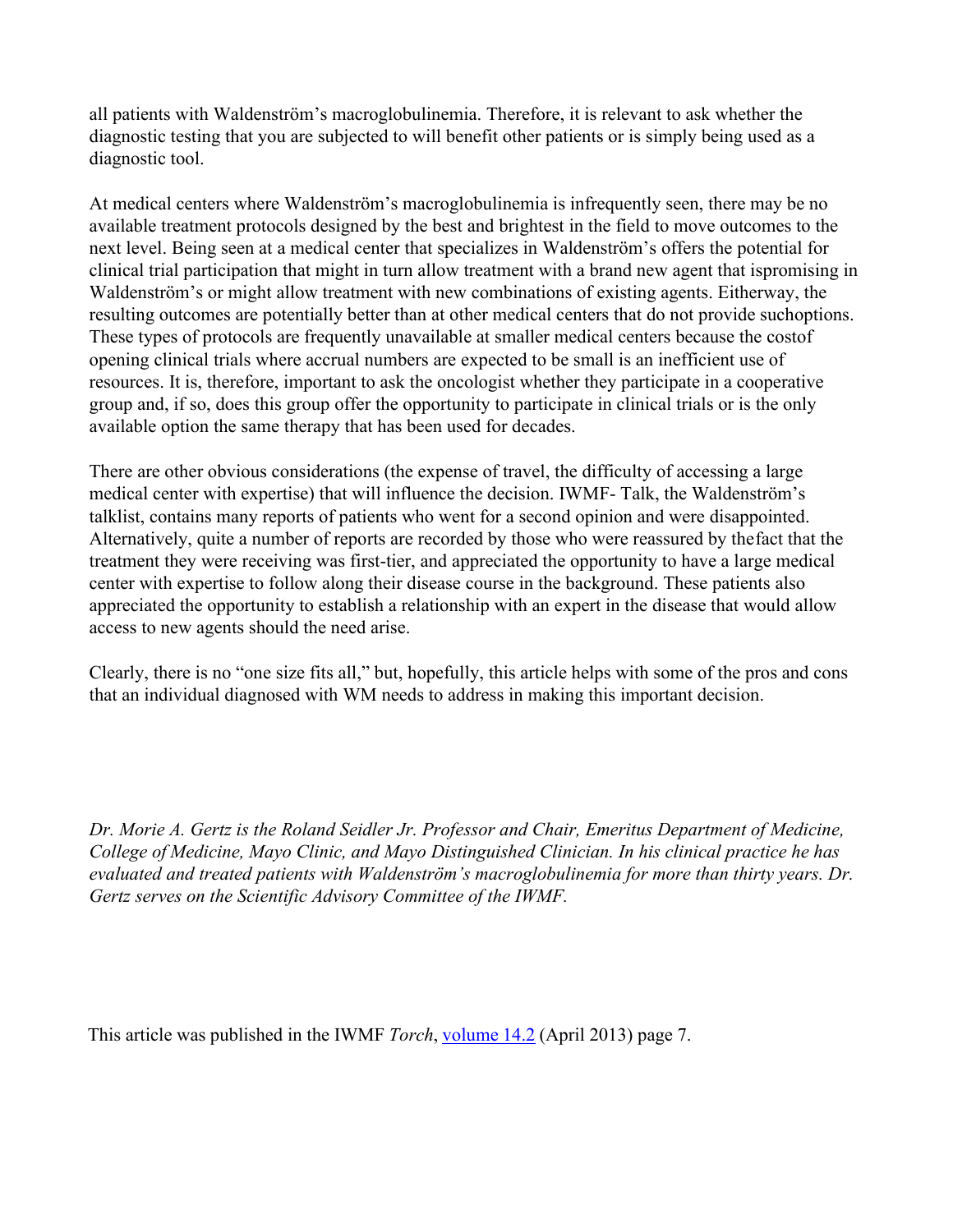all patients with Waldenström's macroglobulinemia. Therefore, it is relevant to ask whether the diagnostic testing that you are subjected to will benefit other patients or is simply being used as a diagnostic tool.

At medical centers where Waldenström's macroglobulinemia is infrequently seen, there may be no available treatment protocols designed by the best and brightest in the field to move outcomes to the next level. Being seen at a medical center that specializes in Waldenström's offers the potential for clinical trial participation that might in turn allow treatment with a brand new agent that ispromising in Waldenström's or might allow treatment with new combinations of existing agents. Eitherway, the resulting outcomes are potentially better than at other medical centers that do not provide suchoptions. These types of protocols are frequently unavailable at smaller medical centers because the costof opening clinical trials where accrual numbers are expected to be small is an inefficient use of resources. It is, therefore, important to ask the oncologist whether they participate in a cooperative group and, if so, does this group offer the opportunity to participate in clinical trials or is the only available option the same therapy that has been used for decades.

There are other obvious considerations (the expense of travel, the difficulty of accessing a large medical center with expertise) that will influence the decision. IWMF- Talk, the Waldenström's talklist, contains many reports of patients who went for a second opinion and were disappointed. Alternatively, quite a number of reports are recorded by those who were reassured by thefact that the treatment they were receiving was first-tier, and appreciated the opportunity to have a large medical center with expertise to follow along their disease course in the background. These patients also appreciated the opportunity to establish a relationship with an expert in the disease that would allow access to new agents should the need arise.

Clearly, there is no "one size fits all," but, hopefully, this article helps with some of the pros and cons that an individual diagnosed with WM needs to address in making this important decision.

*Dr. Morie A. Gertz is the Roland Seidler Jr. Professor and Chair, Emeritus Department of Medicine, College of Medicine, Mayo Clinic, and Mayo Distinguished Clinician. In his clinical practice he has evaluated and treated patients with Waldenström's macroglobulinemia for more than thirty years. Dr. Gertz serves on the Scientific Advisory Committee of the IWMF.*

This article was published in the IWMF *Torch*, volume 14.2 (April 2013) page 7.